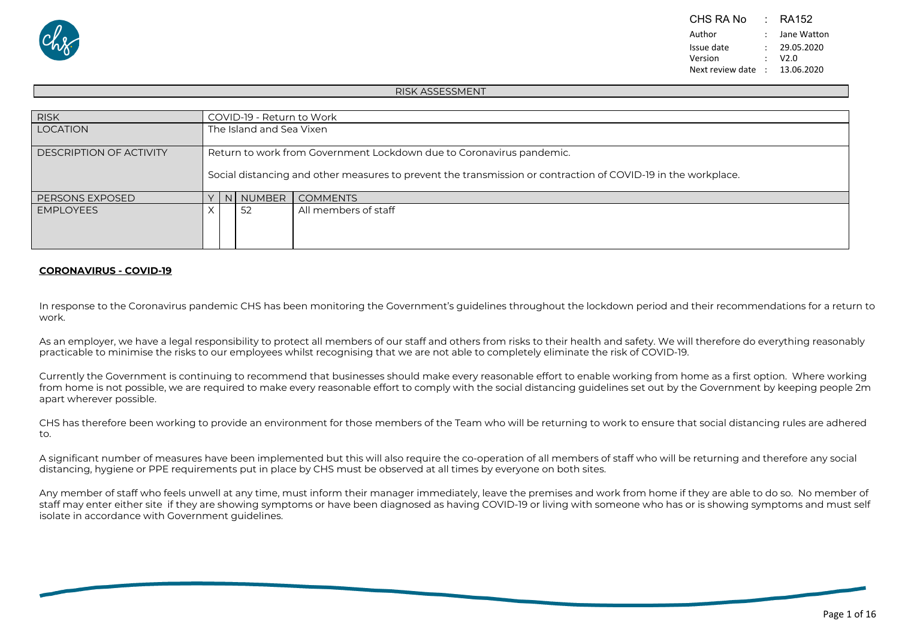| | | |
|---|---|---|
| CHS RA No | : | RA152 |
| Author | : | Jane Watton |
| Issue date | : | 29.05.2020 |
| Version | : | V2.0 |
| Next review date | : | 13.06.2020 |

## RISK ASSESSMENT

| RISK | COVID-19 - Return to Work | | | |
|---|---|---|---|---|
| LOCATION | The Island and Sea Vixen | | | |
| DESCRIPTION OF ACTIVITY | Return to work from Government Lockdown due to Coronavirus pandemic.<br><br>Social distancing and other measures to prevent the transmission or contraction of COVID-19 in the workplace. | | | |
| PERSONS EXPOSED | Y | N | NUMBER | COMMENTS |
| EMPLOYEES | X | | 52 | All members of staff |

**CORONAVIRUS - COVID-19**

In response to the Coronavirus pandemic CHS has been monitoring the Government's guidelines throughout the lockdown period and their recommendations for a return to work.

As an employer, we have a legal responsibility to protect all members of our staff and others from risks to their health and safety. We will therefore do everything reasonably practicable to minimise the risks to our employees whilst recognising that we are not able to completely eliminate the risk of COVID-19.

Currently the Government is continuing to recommend that businesses should make every reasonable effort to enable working from home as a first option. Where working from home is not possible, we are required to make every reasonable effort to comply with the social distancing guidelines set out by the Government by keeping people 2m apart wherever possible.

CHS has therefore been working to provide an environment for those members of the Team who will be returning to work to ensure that social distancing rules are adhered to.

A significant number of measures have been implemented but this will also require the co-operation of all members of staff who will be returning and therefore any social distancing, hygiene or PPE requirements put in place by CHS must be observed at all times by everyone on both sites.

Any member of staff who feels unwell at any time, must inform their manager immediately, leave the premises and work from home if they are able to do so. No member of staff may enter either site if they are showing symptoms or have been diagnosed as having COVID-19 or living with someone who has or is showing symptoms and must self isolate in accordance with Government guidelines.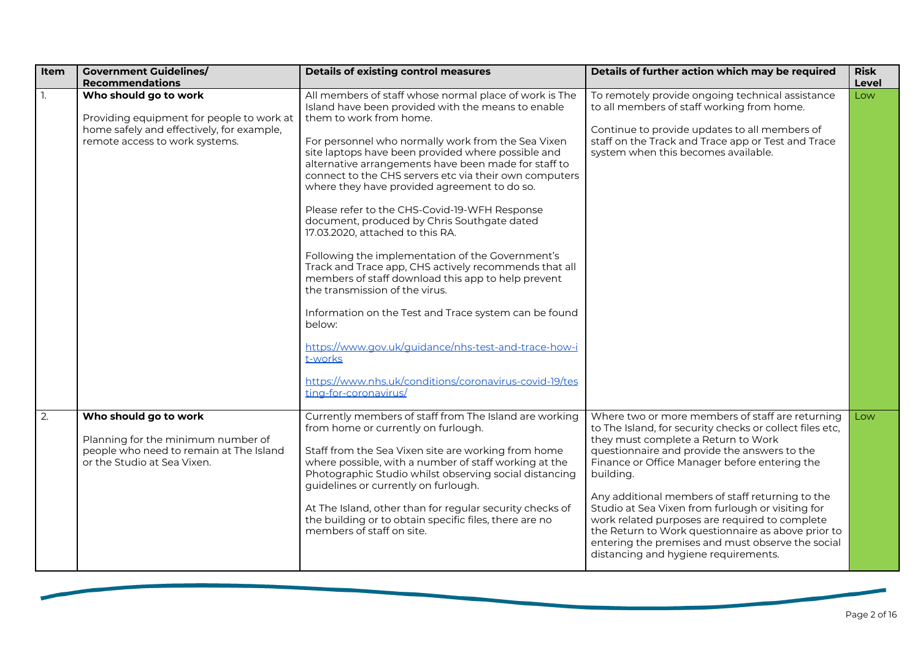| Item | Government Guidelines/ Recommendations | Details of existing control measures | Details of further action which may be required | Risk Level |
|---|---|---|---|---|
| 1. | **Who should go to work**<br><br>Providing equipment for people to work at home safely and effectively, for example, remote access to work systems. | All members of staff whose normal place of work is The Island have been provided with the means to enable them to work from home.<br><br>For personnel who normally work from the Sea Vixen site laptops have been provided where possible and alternative arrangements have been made for staff to connect to the CHS servers etc via their own computers where they have provided agreement to do so.<br><br>Please refer to the CHS-Covid-19-WFH Response document, produced by Chris Southgate dated 17.03.2020, attached to this RA.<br><br>Following the implementation of the Government's Track and Trace app, CHS actively recommends that all members of staff download this app to help prevent the transmission of the virus.<br><br>Information on the Test and Trace system can be found below:<br><br>https://www.gov.uk/guidance/nhs-test-and-trace-how-it-works<br><br>https://www.nhs.uk/conditions/coronavirus-covid-19/testing-for-coronavirus/ | To remotely provide ongoing technical assistance to all members of staff working from home.<br><br>Continue to provide updates to all members of staff on the Track and Trace app or Test and Trace system when this becomes available. | Low |
| 2. | **Who should go to work**<br><br>Planning for the minimum number of people who need to remain at The Island or the Studio at Sea Vixen. | Currently members of staff from The Island are working from home or currently on furlough.<br><br>Staff from the Sea Vixen site are working from home where possible, with a number of staff working at the Photographic Studio whilst observing social distancing guidelines or currently on furlough.<br><br>At The Island, other than for regular security checks of the building or to obtain specific files, there are no members of staff on site. | Where two or more members of staff are returning to The Island, for security checks or collect files etc, they must complete a Return to Work questionnaire and provide the answers to the Finance or Office Manager before entering the building.<br><br>Any additional members of staff returning to the Studio at Sea Vixen from furlough or visiting for work related purposes are required to complete the Return to Work questionnaire as above prior to entering the premises and must observe the social distancing and hygiene requirements. | Low |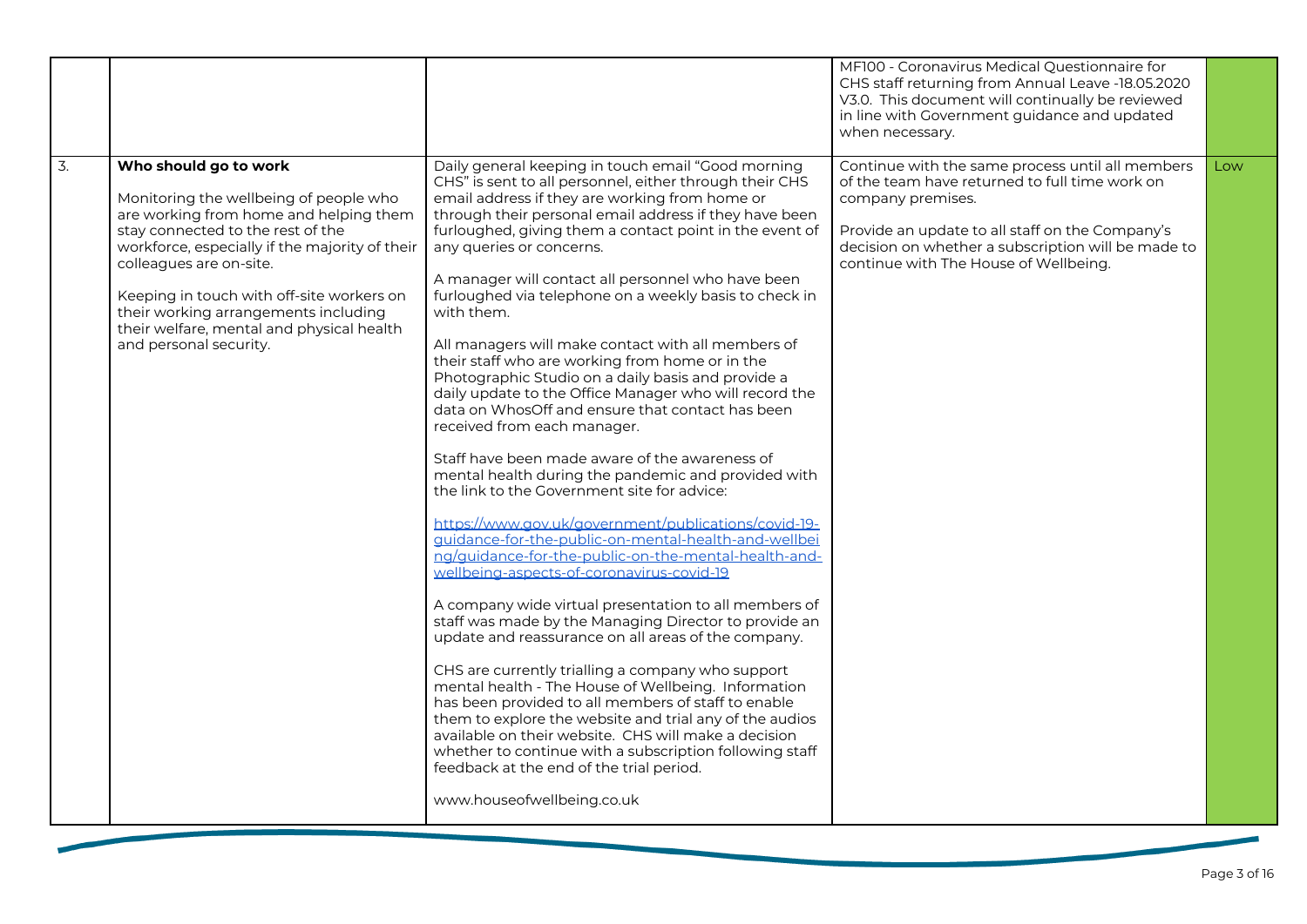| | | | | |
|---|---|---|---|---|
| | | | MF100 - Coronavirus Medical Questionnaire for CHS staff returning from Annual Leave -18.05.2020 V3.0. This document will continually be reviewed in line with Government guidance and updated when necessary. | |
| 3. | **Who should go to work**<br><br>Monitoring the wellbeing of people who are working from home and helping them stay connected to the rest of the workforce, especially if the majority of their colleagues are on-site.<br><br>Keeping in touch with off-site workers on their working arrangements including their welfare, mental and physical health and personal security. | Daily general keeping in touch email "Good morning CHS" is sent to all personnel, either through their CHS email address if they are working from home or through their personal email address if they have been furloughed, giving them a contact point in the event of any queries or concerns.<br><br>A manager will contact all personnel who have been furloughed via telephone on a weekly basis to check in with them.<br><br>All managers will make contact with all members of their staff who are working from home or in the Photographic Studio on a daily basis and provide a daily update to the Office Manager who will record the data on WhosOff and ensure that contact has been received from each manager.<br><br>Staff have been made aware of the awareness of mental health during the pandemic and provided with the link to the Government site for advice:<br><br>https://www.gov.uk/government/publications/covid-19-guidance-for-the-public-on-mental-health-and-wellbeing/guidance-for-the-public-on-the-mental-health-and-wellbeing-aspects-of-coronavirus-covid-19<br><br>A company wide virtual presentation to all members of staff was made by the Managing Director to provide an update and reassurance on all areas of the company.<br><br>CHS are currently trialling a company who support mental health - The House of Wellbeing. Information has been provided to all members of staff to enable them to explore the website and trial any of the audios available on their website. CHS will make a decision whether to continue with a subscription following staff feedback at the end of the trial period.<br><br>www.houseofwellbeing.co.uk | Continue with the same process until all members of the team have returned to full time work on company premises.<br><br>Provide an update to all staff on the Company's decision on whether a subscription will be made to continue with The House of Wellbeing. | Low |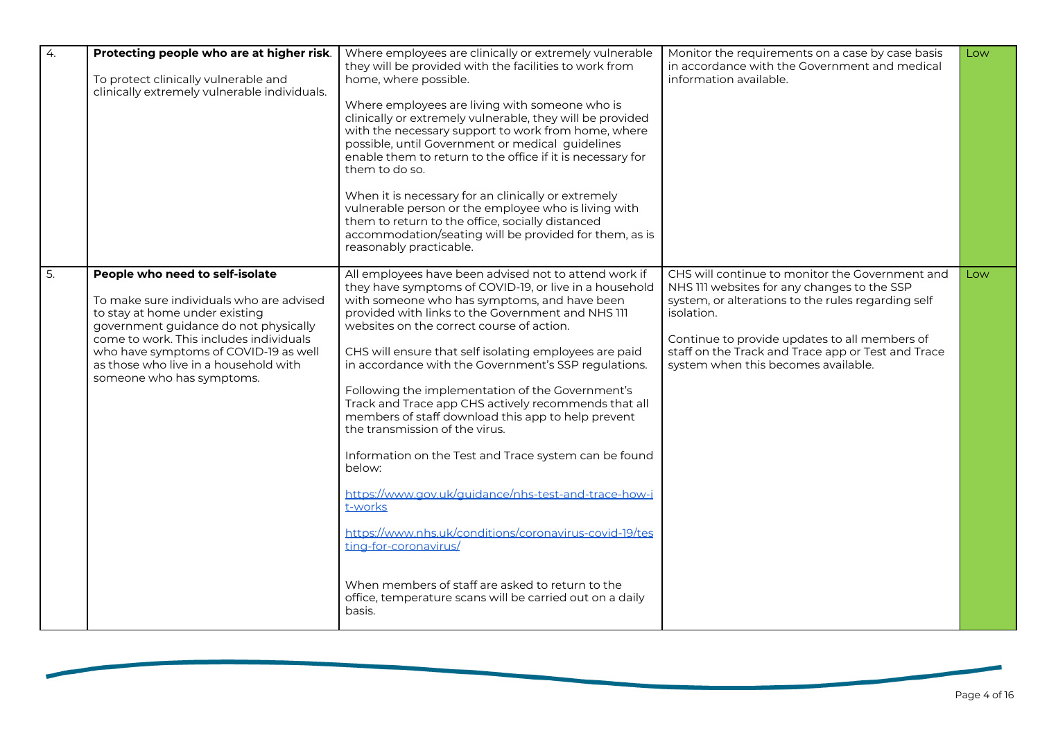| | | | | |
|---|---|---|---|---|
| 4. | **Protecting people who are at higher risk**.<br><br>To protect clinically vulnerable and clinically extremely vulnerable individuals. | Where employees are clinically or extremely vulnerable they will be provided with the facilities to work from home, where possible.<br><br>Where employees are living with someone who is clinically or extremely vulnerable, they will be provided with the necessary support to work from home, where possible, until Government or medical guidelines enable them to return to the office if it is necessary for them to do so.<br><br>When it is necessary for an clinically or extremely vulnerable person or the employee who is living with them to return to the office, socially distanced accommodation/seating will be provided for them, as is reasonably practicable. | Monitor the requirements on a case by case basis in accordance with the Government and medical information available. | Low |
| 5. | **People who need to self-isolate**<br><br>To make sure individuals who are advised to stay at home under existing government guidance do not physically come to work. This includes individuals who have symptoms of COVID-19 as well as those who live in a household with someone who has symptoms. | All employees have been advised not to attend work if they have symptoms of COVID-19, or live in a household with someone who has symptoms, and have been provided with links to the Government and NHS 111 websites on the correct course of action.<br><br>CHS will ensure that self isolating employees are paid in accordance with the Government's SSP regulations.<br><br>Following the implementation of the Government's Track and Trace app CHS actively recommends that all members of staff download this app to help prevent the transmission of the virus.<br><br>Information on the Test and Trace system can be found below:<br><br>https://www.gov.uk/guidance/nhs-test-and-trace-how-it-works<br><br>https://www.nhs.uk/conditions/coronavirus-covid-19/testing-for-coronavirus/<br><br>When members of staff are asked to return to the office, temperature scans will be carried out on a daily basis. | CHS will continue to monitor the Government and NHS 111 websites for any changes to the SSP system, or alterations to the rules regarding self isolation.<br><br>Continue to provide updates to all members of staff on the Track and Trace app or Test and Trace system when this becomes available. | Low |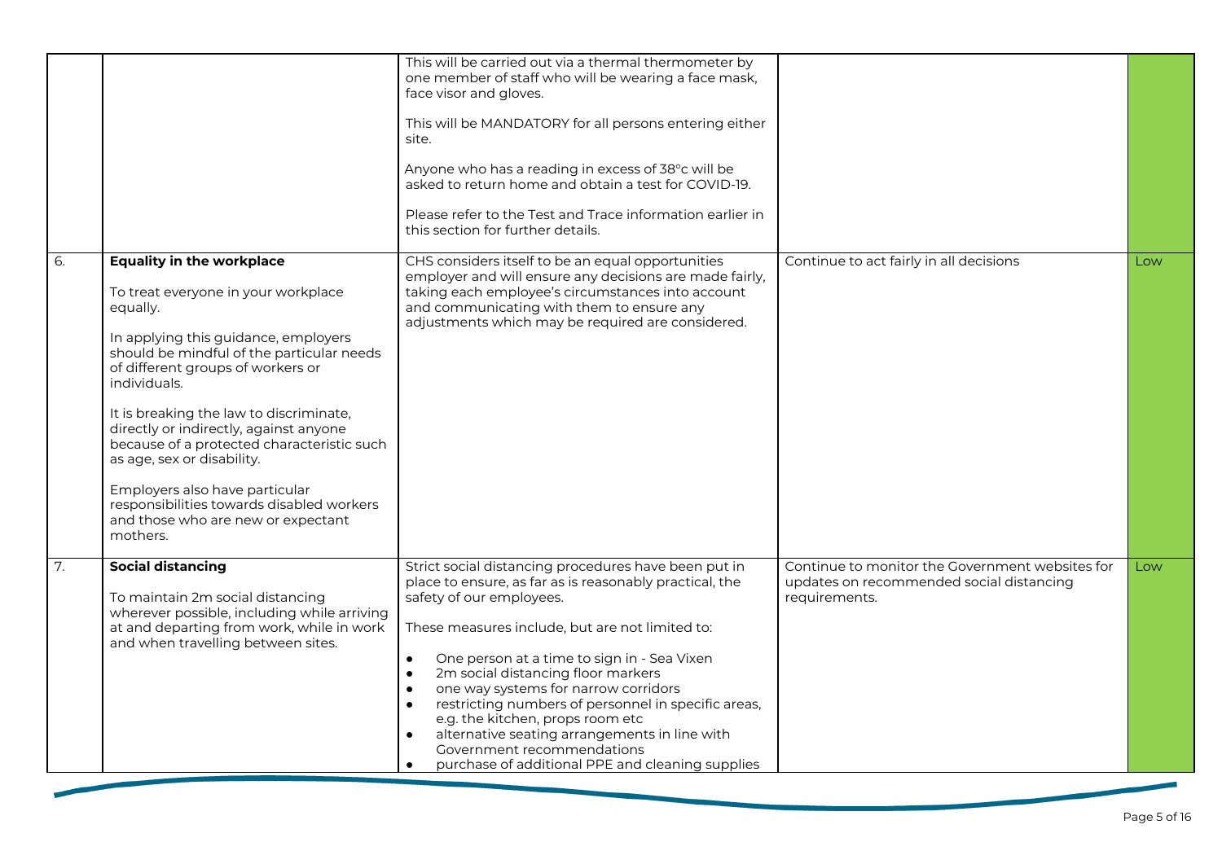| | | | | |
|---|---|---|---|---|
| | | This will be carried out via a thermal thermometer by one member of staff who will be wearing a face mask, face visor and gloves.<br><br>This will be MANDATORY for all persons entering either site.<br><br>Anyone who has a reading in excess of 38°c will be asked to return home and obtain a test for COVID-19.<br><br>Please refer to the Test and Trace information earlier in this section for further details. | | |
| 6. | **Equality in the workplace**<br><br>To treat everyone in your workplace equally.<br><br>In applying this guidance, employers should be mindful of the particular needs of different groups of workers or individuals.<br><br>It is breaking the law to discriminate, directly or indirectly, against anyone because of a protected characteristic such as age, sex or disability.<br><br>Employers also have particular responsibilities towards disabled workers and those who are new or expectant mothers. | CHS considers itself to be an equal opportunities employer and will ensure any decisions are made fairly, taking each employee's circumstances into account and communicating with them to ensure any adjustments which may be required are considered. | Continue to act fairly in all decisions | Low |
| 7. | **Social distancing**<br><br>To maintain 2m social distancing wherever possible, including while arriving at and departing from work, while in work and when travelling between sites. | Strict social distancing procedures have been put in place to ensure, as far as is reasonably practical, the safety of our employees.<br><br>These measures include, but are not limited to:<br><br>• One person at a time to sign in - Sea Vixen<br>• 2m social distancing floor markers<br>• one way systems for narrow corridors<br>• restricting numbers of personnel in specific areas, e.g. the kitchen, props room etc<br>• alternative seating arrangements in line with Government recommendations<br>• purchase of additional PPE and cleaning supplies | Continue to monitor the Government websites for updates on recommended social distancing requirements. | Low |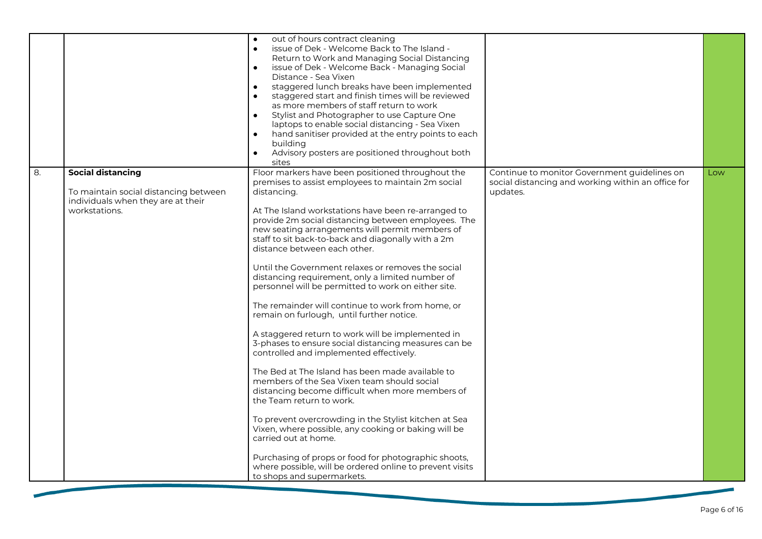| | | | | |
|---|---|---|---|---|
| | | • out of hours contract cleaning<br>• issue of Dek - Welcome Back to The Island - Return to Work and Managing Social Distancing<br>• issue of Dek - Welcome Back - Managing Social Distance - Sea Vixen<br>• staggered lunch breaks have been implemented<br>• staggered start and finish times will be reviewed as more members of staff return to work<br>• Stylist and Photographer to use Capture One laptops to enable social distancing - Sea Vixen<br>• hand sanitiser provided at the entry points to each building<br>• Advisory posters are positioned throughout both sites | | |
| 8. | **Social distancing**<br><br>To maintain social distancing between individuals when they are at their workstations. | Floor markers have been positioned throughout the premises to assist employees to maintain 2m social distancing.<br><br>At The Island workstations have been re-arranged to provide 2m social distancing between employees. The new seating arrangements will permit members of staff to sit back-to-back and diagonally with a 2m distance between each other.<br><br>Until the Government relaxes or removes the social distancing requirement, only a limited number of personnel will be permitted to work on either site.<br><br>The remainder will continue to work from home, or remain on furlough, until further notice.<br><br>A staggered return to work will be implemented in 3-phases to ensure social distancing measures can be controlled and implemented effectively.<br><br>The Bed at The Island has been made available to members of the Sea Vixen team should social distancing become difficult when more members of the Team return to work.<br><br>To prevent overcrowding in the Stylist kitchen at Sea Vixen, where possible, any cooking or baking will be carried out at home.<br><br>Purchasing of props or food for photographic shoots, where possible, will be ordered online to prevent visits to shops and supermarkets. | Continue to monitor Government guidelines on social distancing and working within an office for updates. | Low |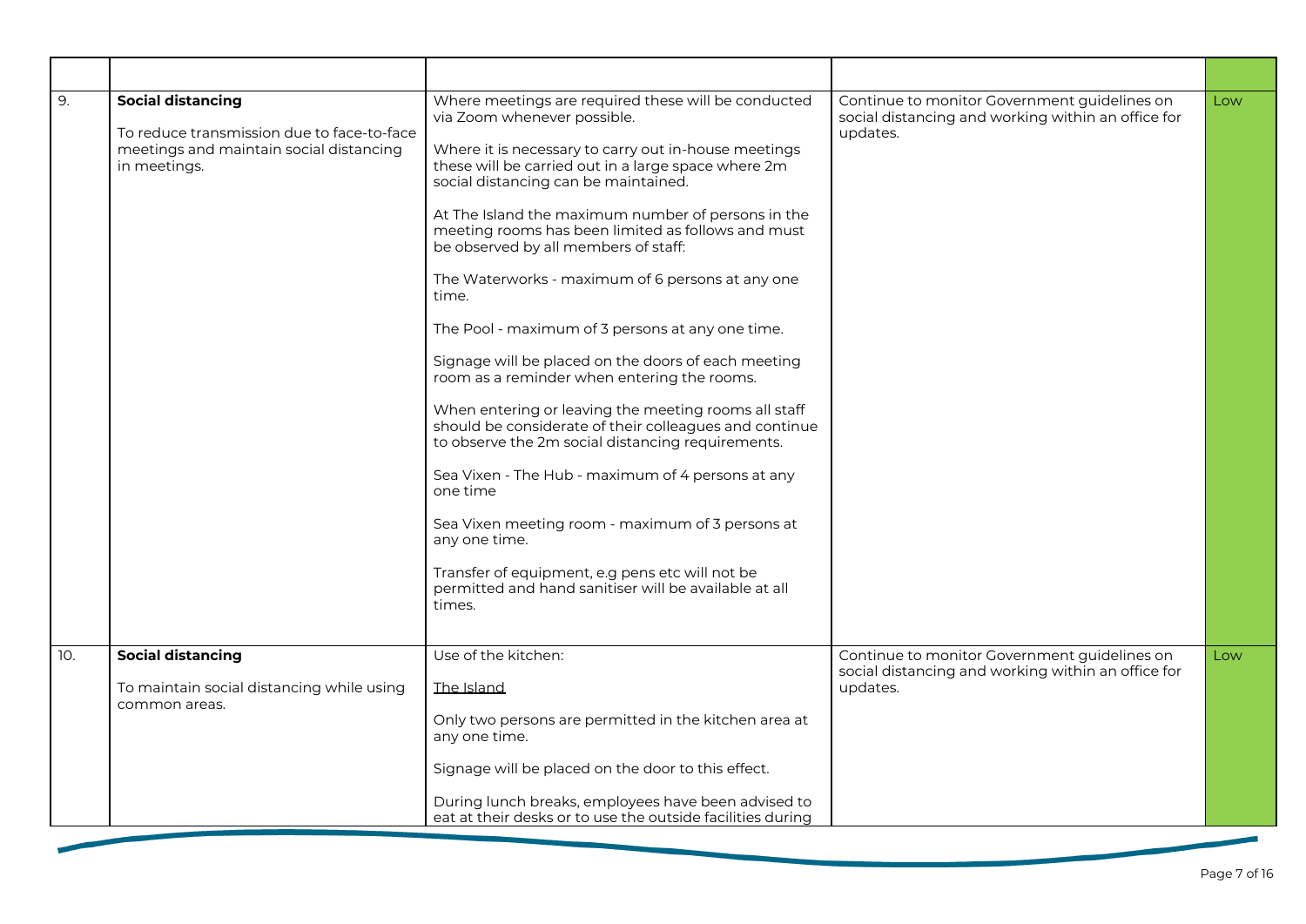| | | | | |
|---|---|---|---|---|
| 9. | **Social distancing**<br><br>To reduce transmission due to face-to-face meetings and maintain social distancing in meetings. | Where meetings are required these will be conducted via Zoom whenever possible.<br><br>Where it is necessary to carry out in-house meetings these will be carried out in a large space where 2m social distancing can be maintained.<br><br>At The Island the maximum number of persons in the meeting rooms has been limited as follows and must be observed by all members of staff:<br><br>The Waterworks - maximum of 6 persons at any one time.<br><br>The Pool - maximum of 3 persons at any one time.<br><br>Signage will be placed on the doors of each meeting room as a reminder when entering the rooms.<br><br>When entering or leaving the meeting rooms all staff should be considerate of their colleagues and continue to observe the 2m social distancing requirements.<br><br>Sea Vixen - The Hub - maximum of 4 persons at any one time<br><br>Sea Vixen meeting room - maximum of 3 persons at any one time.<br><br>Transfer of equipment, e.g pens etc will not be permitted and hand sanitiser will be available at all times. | Continue to monitor Government guidelines on social distancing and working within an office for updates. | Low |
| 10. | **Social distancing**<br><br>To maintain social distancing while using common areas. | Use of the kitchen:<br><br>The Island<br><br>Only two persons are permitted in the kitchen area at any one time.<br><br>Signage will be placed on the door to this effect.<br><br>During lunch breaks, employees have been advised to eat at their desks or to use the outside facilities during | Continue to monitor Government guidelines on social distancing and working within an office for updates. | Low |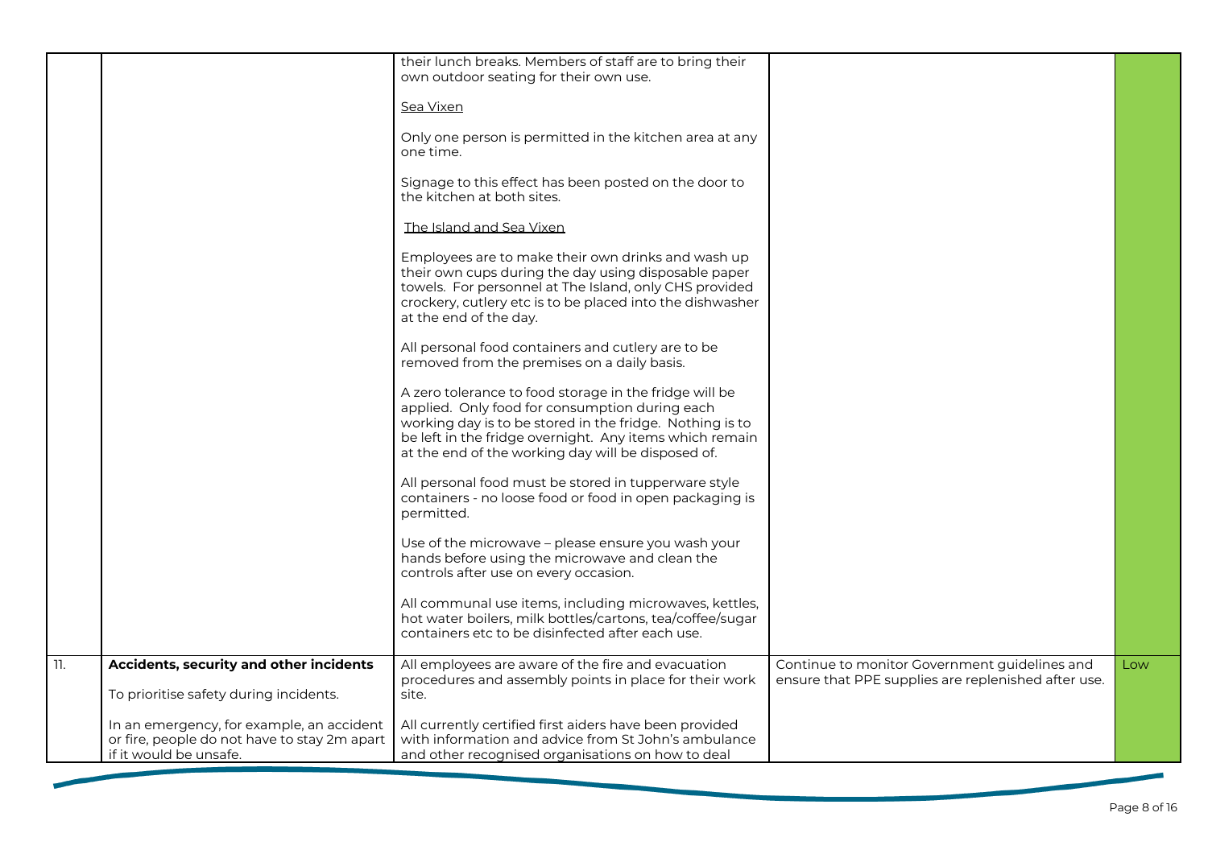|  |  |  |  |  |
|---|---|---|---|---|
|  |  | their lunch breaks. Members of staff are to bring their own outdoor seating for their own use.<br><br>Sea Vixen<br><br>Only one person is permitted in the kitchen area at any one time.<br><br>Signage to this effect has been posted on the door to the kitchen at both sites.<br><br>The Island and Sea Vixen<br><br>Employees are to make their own drinks and wash up their own cups during the day using disposable paper towels. For personnel at The Island, only CHS provided crockery, cutlery etc is to be placed into the dishwasher at the end of the day.<br><br>All personal food containers and cutlery are to be removed from the premises on a daily basis.<br><br>A zero tolerance to food storage in the fridge will be applied. Only food for consumption during each working day is to be stored in the fridge. Nothing is to be left in the fridge overnight. Any items which remain at the end of the working day will be disposed of.<br><br>All personal food must be stored in tupperware style containers - no loose food or food in open packaging is permitted.<br><br>Use of the microwave – please ensure you wash your hands before using the microwave and clean the controls after use on every occasion.<br><br>All communal use items, including microwaves, kettles, hot water boilers, milk bottles/cartons, tea/coffee/sugar containers etc to be disinfected after each use. |  |  |
| 11. | **Accidents, security and other incidents**<br><br>To prioritise safety during incidents.<br><br>In an emergency, for example, an accident or fire, people do not have to stay 2m apart if it would be unsafe. | All employees are aware of the fire and evacuation procedures and assembly points in place for their work site.<br><br>All currently certified first aiders have been provided with information and advice from St John's ambulance and other recognised organisations on how to deal | Continue to monitor Government guidelines and ensure that PPE supplies are replenished after use. | Low |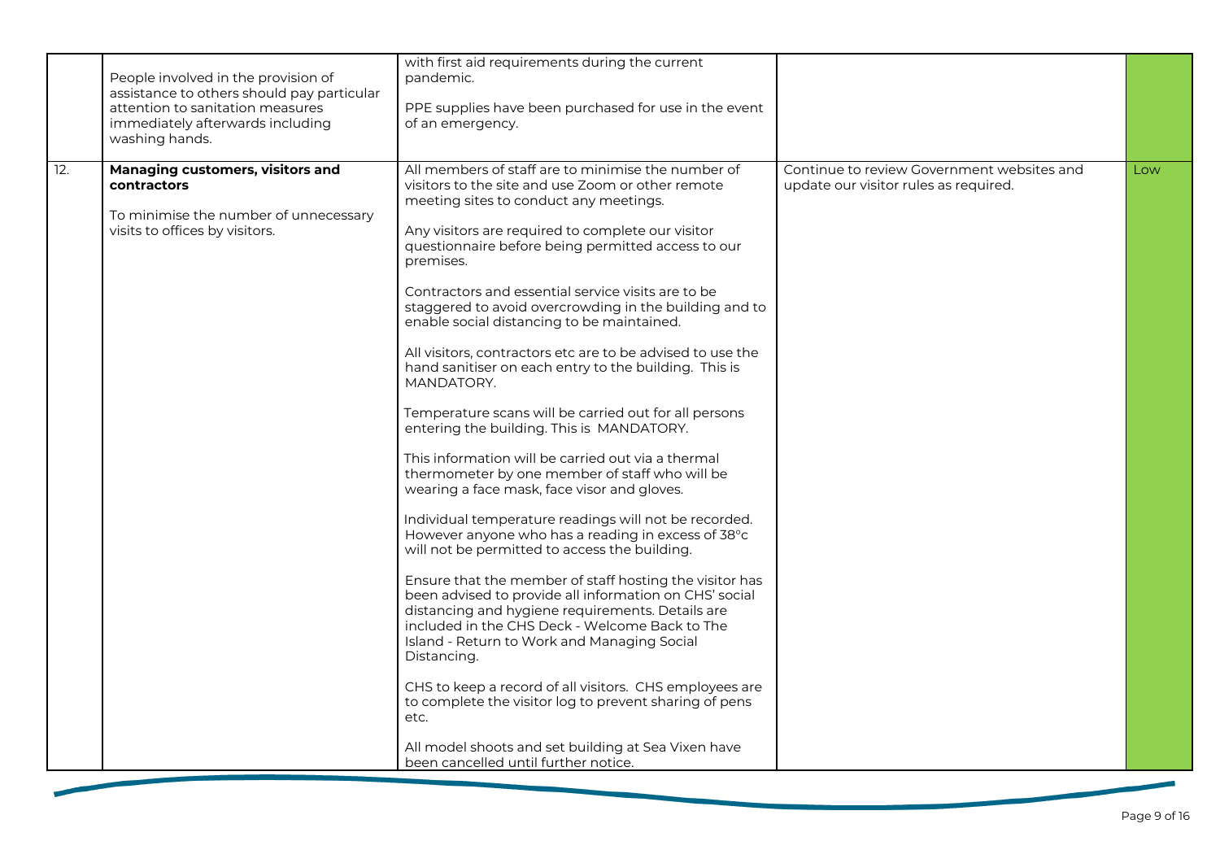| | | | | |
|---|---|---|---|---|
| | People involved in the provision of assistance to others should pay particular attention to sanitation measures immediately afterwards including washing hands. | with first aid requirements during the current pandemic.<br><br>PPE supplies have been purchased for use in the event of an emergency. | | |
| 12. | **Managing customers, visitors and contractors**<br><br>To minimise the number of unnecessary visits to offices by visitors. | All members of staff are to minimise the number of visitors to the site and use Zoom or other remote meeting sites to conduct any meetings.<br><br>Any visitors are required to complete our visitor questionnaire before being permitted access to our premises.<br><br>Contractors and essential service visits are to be staggered to avoid overcrowding in the building and to enable social distancing to be maintained.<br><br>All visitors, contractors etc are to be advised to use the hand sanitiser on each entry to the building. This is MANDATORY.<br><br>Temperature scans will be carried out for all persons entering the building. This is MANDATORY.<br><br>This information will be carried out via a thermal thermometer by one member of staff who will be wearing a face mask, face visor and gloves.<br><br>Individual temperature readings will not be recorded. However anyone who has a reading in excess of 38°c will not be permitted to access the building.<br><br>Ensure that the member of staff hosting the visitor has been advised to provide all information on CHS' social distancing and hygiene requirements. Details are included in the CHS Deck - Welcome Back to The Island - Return to Work and Managing Social Distancing.<br><br>CHS to keep a record of all visitors. CHS employees are to complete the visitor log to prevent sharing of pens etc.<br><br>All model shoots and set building at Sea Vixen have been cancelled until further notice. | Continue to review Government websites and update our visitor rules as required. | Low |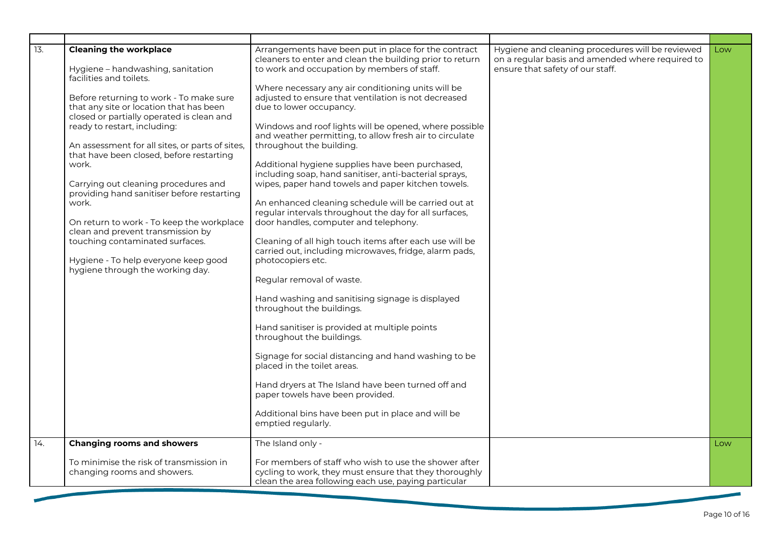| | | | | |
|---|---|---|---|---|
| 13. | **Cleaning the workplace**<br><br>Hygiene – handwashing, sanitation facilities and toilets.<br><br>Before returning to work - To make sure that any site or location that has been closed or partially operated is clean and ready to restart, including:<br><br>An assessment for all sites, or parts of sites, that have been closed, before restarting work.<br><br>Carrying out cleaning procedures and providing hand sanitiser before restarting work.<br><br>On return to work - To keep the workplace clean and prevent transmission by touching contaminated surfaces.<br><br>Hygiene - To help everyone keep good hygiene through the working day. | Arrangements have been put in place for the contract cleaners to enter and clean the building prior to return to work and occupation by members of staff.<br><br>Where necessary any air conditioning units will be adjusted to ensure that ventilation is not decreased due to lower occupancy.<br><br>Windows and roof lights will be opened, where possible and weather permitting, to allow fresh air to circulate throughout the building.<br><br>Additional hygiene supplies have been purchased, including soap, hand sanitiser, anti-bacterial sprays, wipes, paper hand towels and paper kitchen towels.<br><br>An enhanced cleaning schedule will be carried out at regular intervals throughout the day for all surfaces, door handles, computer and telephony.<br><br>Cleaning of all high touch items after each use will be carried out, including microwaves, fridge, alarm pads, photocopiers etc.<br><br>Regular removal of waste.<br><br>Hand washing and sanitising signage is displayed throughout the buildings.<br><br>Hand sanitiser is provided at multiple points throughout the buildings.<br><br>Signage for social distancing and hand washing to be placed in the toilet areas.<br><br>Hand dryers at The Island have been turned off and paper towels have been provided.<br><br>Additional bins have been put in place and will be emptied regularly. | Hygiene and cleaning procedures will be reviewed on a regular basis and amended where required to ensure that safety of our staff. | Low |
| 14. | **Changing rooms and showers**<br><br>To minimise the risk of transmission in changing rooms and showers. | The Island only -<br><br>For members of staff who wish to use the shower after cycling to work, they must ensure that they thoroughly clean the area following each use, paying particular | | Low |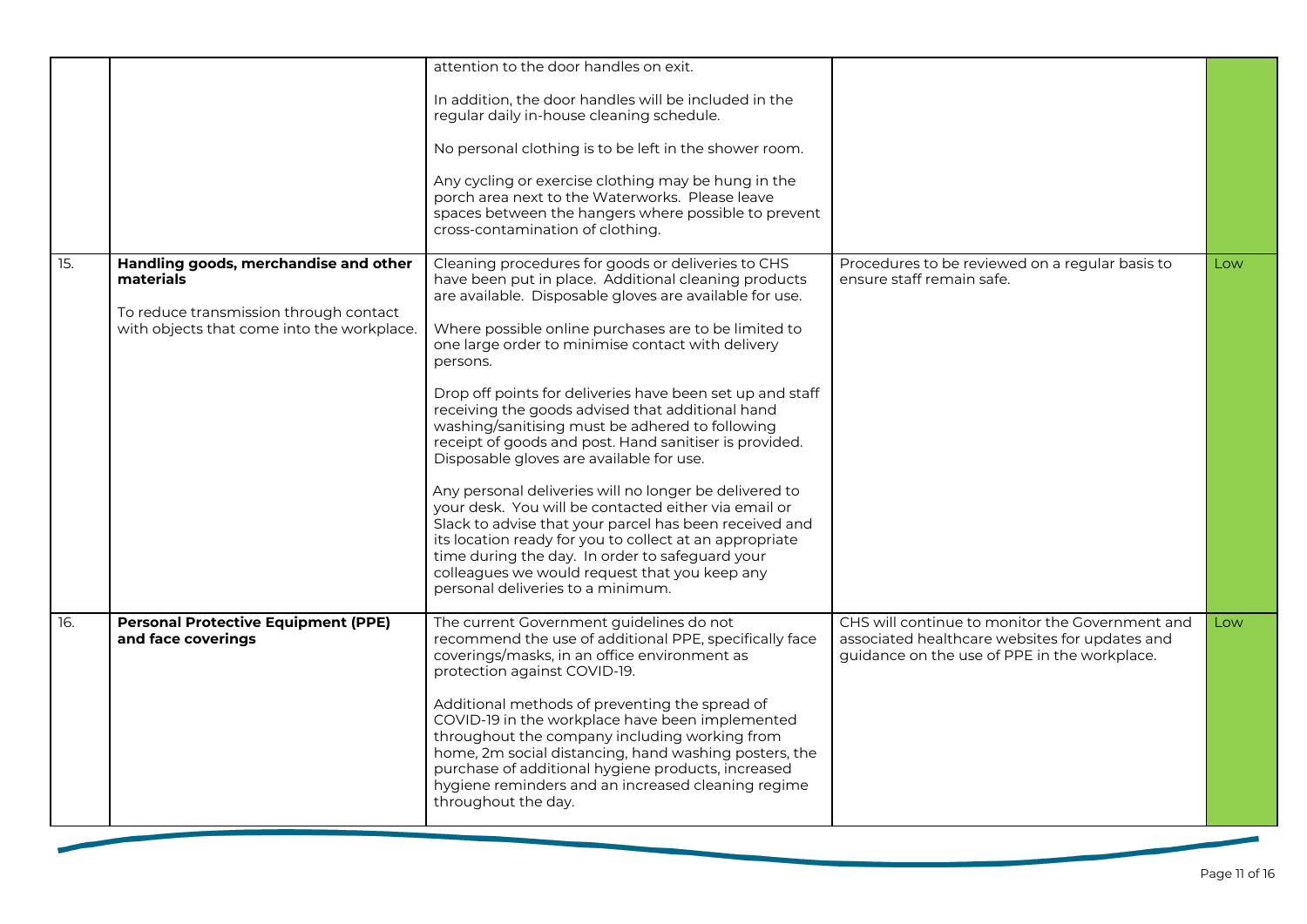| | | | | |
|---|---|---|---|---|
| | | attention to the door handles on exit.<br><br>In addition, the door handles will be included in the regular daily in-house cleaning schedule.<br><br>No personal clothing is to be left in the shower room.<br><br>Any cycling or exercise clothing may be hung in the porch area next to the Waterworks. Please leave spaces between the hangers where possible to prevent cross-contamination of clothing. | | |
| 15. | **Handling goods, merchandise and other materials**<br><br>To reduce transmission through contact with objects that come into the workplace. | Cleaning procedures for goods or deliveries to CHS have been put in place. Additional cleaning products are available. Disposable gloves are available for use.<br><br>Where possible online purchases are to be limited to one large order to minimise contact with delivery persons.<br><br>Drop off points for deliveries have been set up and staff receiving the goods advised that additional hand washing/sanitising must be adhered to following receipt of goods and post. Hand sanitiser is provided. Disposable gloves are available for use.<br><br>Any personal deliveries will no longer be delivered to your desk. You will be contacted either via email or Slack to advise that your parcel has been received and its location ready for you to collect at an appropriate time during the day. In order to safeguard your colleagues we would request that you keep any personal deliveries to a minimum. | Procedures to be reviewed on a regular basis to ensure staff remain safe. | Low |
| 16. | **Personal Protective Equipment (PPE) and face coverings** | The current Government guidelines do not recommend the use of additional PPE, specifically face coverings/masks, in an office environment as protection against COVID-19.<br><br>Additional methods of preventing the spread of COVID-19 in the workplace have been implemented throughout the company including working from home, 2m social distancing, hand washing posters, the purchase of additional hygiene products, increased hygiene reminders and an increased cleaning regime throughout the day. | CHS will continue to monitor the Government and associated healthcare websites for updates and guidance on the use of PPE in the workplace. | Low |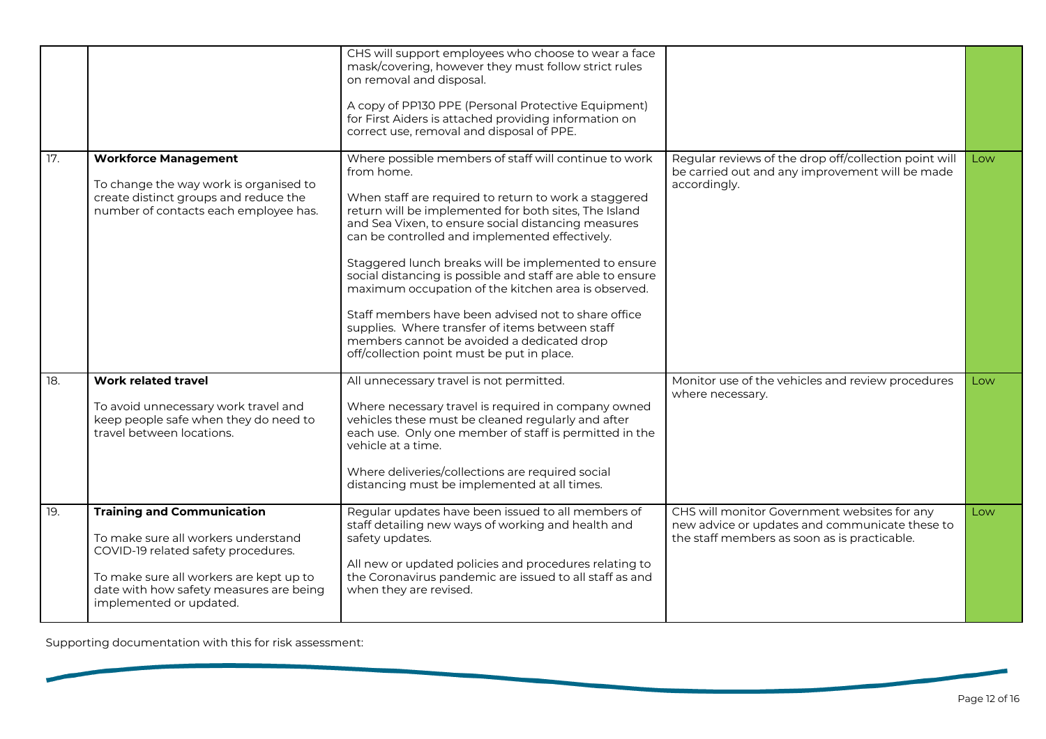| | | | | |
|---|---|---|---|---|
| | | CHS will support employees who choose to wear a face mask/covering, however they must follow strict rules on removal and disposal.<br><br>A copy of PP130 PPE (Personal Protective Equipment) for First Aiders is attached providing information on correct use, removal and disposal of PPE. | | |
| 17. | **Workforce Management**<br><br>To change the way work is organised to create distinct groups and reduce the number of contacts each employee has. | Where possible members of staff will continue to work from home.<br><br>When staff are required to return to work a staggered return will be implemented for both sites, The Island and Sea Vixen, to ensure social distancing measures can be controlled and implemented effectively.<br><br>Staggered lunch breaks will be implemented to ensure social distancing is possible and staff are able to ensure maximum occupation of the kitchen area is observed.<br><br>Staff members have been advised not to share office supplies. Where transfer of items between staff members cannot be avoided a dedicated drop off/collection point must be put in place. | Regular reviews of the drop off/collection point will be carried out and any improvement will be made accordingly. | Low |
| 18. | **Work related travel**<br><br>To avoid unnecessary work travel and keep people safe when they do need to travel between locations. | All unnecessary travel is not permitted.<br><br>Where necessary travel is required in company owned vehicles these must be cleaned regularly and after each use. Only one member of staff is permitted in the vehicle at a time.<br><br>Where deliveries/collections are required social distancing must be implemented at all times. | Monitor use of the vehicles and review procedures where necessary. | Low |
| 19. | **Training and Communication**<br><br>To make sure all workers understand COVID-19 related safety procedures.<br><br>To make sure all workers are kept up to date with how safety measures are being implemented or updated. | Regular updates have been issued to all members of staff detailing new ways of working and health and safety updates.<br><br>All new or updated policies and procedures relating to the Coronavirus pandemic are issued to all staff as and when they are revised. | CHS will monitor Government websites for any new advice or updates and communicate these to the staff members as soon as is practicable. | Low |

Supporting documentation with this for risk assessment: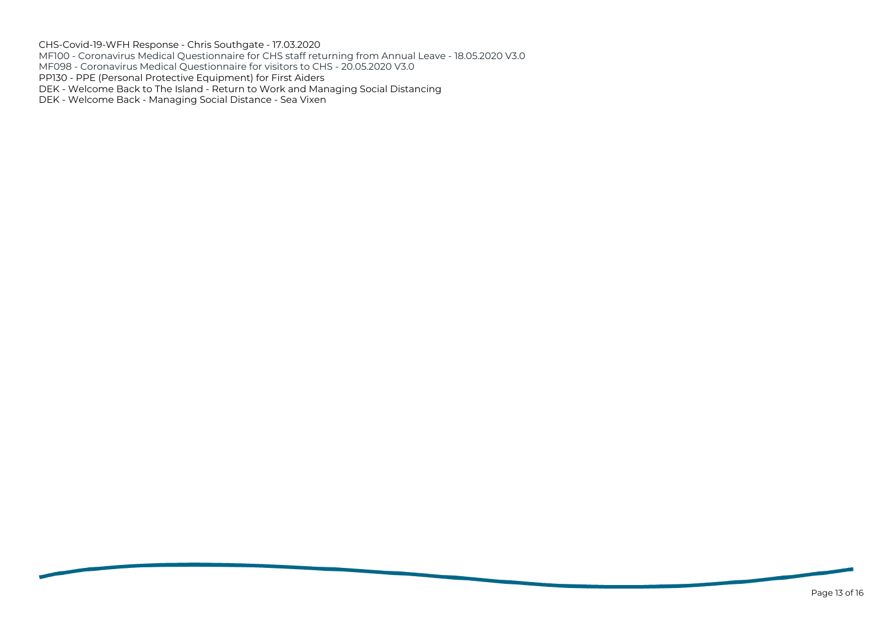CHS-Covid-19-WFH Response - Chris Southgate - 17.03.2020
MF100 - Coronavirus Medical Questionnaire for CHS staff returning from Annual Leave - 18.05.2020 V3.0
MF098 - Coronavirus Medical Questionnaire for visitors to CHS - 20.05.2020 V3.0
PP130 - PPE (Personal Protective Equipment) for First Aiders
DEK - Welcome Back to The Island - Return to Work and Managing Social Distancing
DEK - Welcome Back - Managing Social Distance - Sea Vixen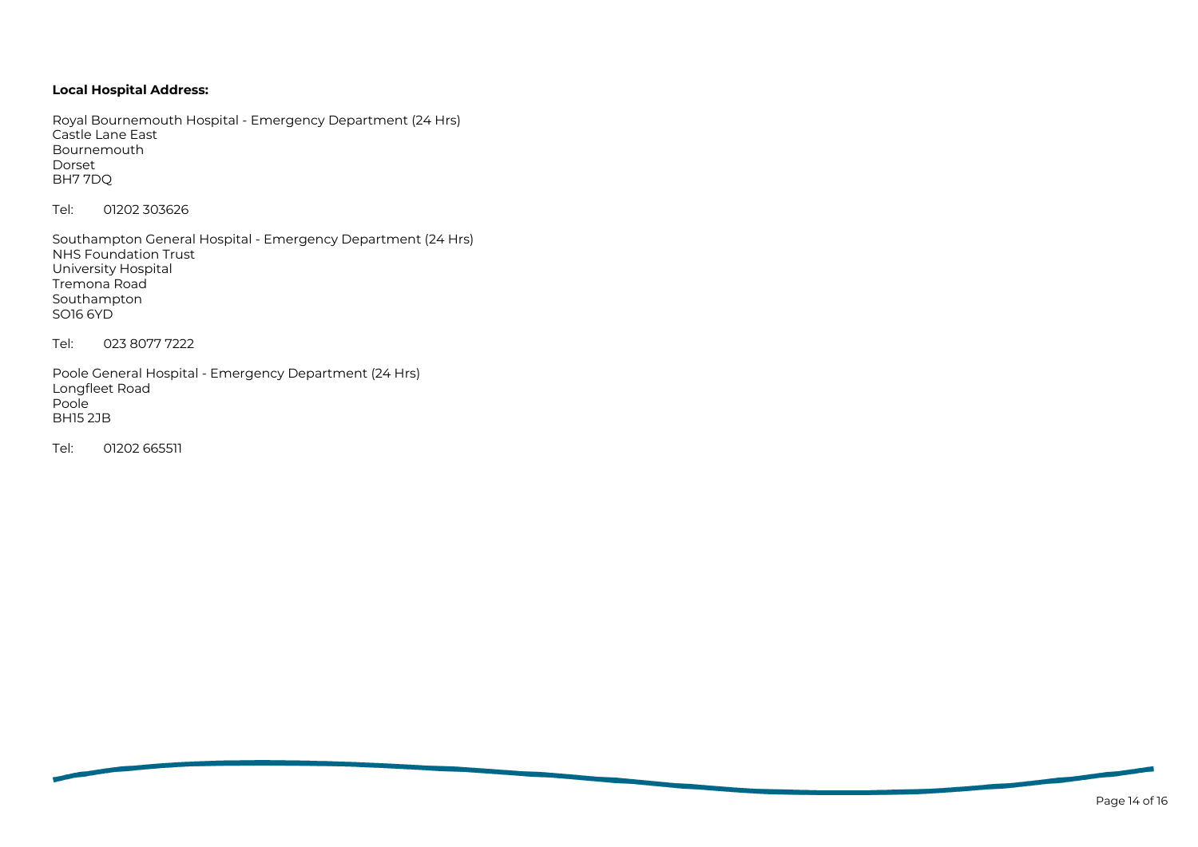**Local Hospital Address:**

Royal Bournemouth Hospital - Emergency Department (24 Hrs)
Castle Lane East
Bournemouth
Dorset
BH7 7DQ

Tel: 01202 303626

Southampton General Hospital - Emergency Department (24 Hrs)
NHS Foundation Trust
University Hospital
Tremona Road
Southampton
SO16 6YD

Tel: 023 8077 7222

Poole General Hospital - Emergency Department (24 Hrs)
Longfleet Road
Poole
BH15 2JB

Tel: 01202 665511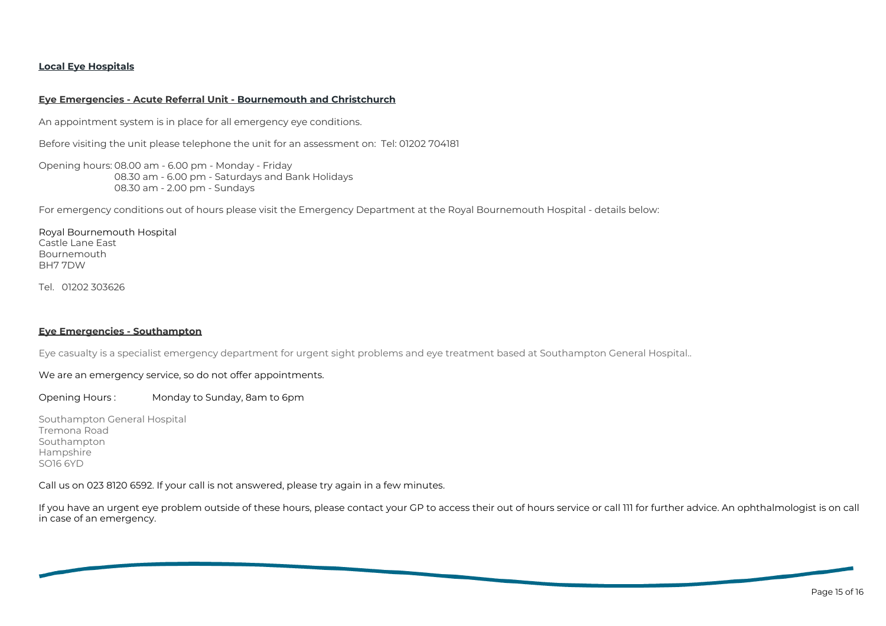## Local Eye Hospitals

### Eye Emergencies - Acute Referral Unit - Bournemouth and Christchurch

An appointment system is in place for all emergency eye conditions.

Before visiting the unit please telephone the unit for an assessment on: Tel: 01202 704181

Opening hours: 08.00 am - 6.00 pm - Monday - Friday
08.30 am - 6.00 pm - Saturdays and Bank Holidays
08.30 am - 2.00 pm - Sundays

For emergency conditions out of hours please visit the Emergency Department at the Royal Bournemouth Hospital - details below:

Royal Bournemouth Hospital
Castle Lane East
Bournemouth
BH7 7DW

Tel. 01202 303626

### Eye Emergencies - Southampton

Eye casualty is a specialist emergency department for urgent sight problems and eye treatment based at Southampton General Hospital..

We are an emergency service, so do not offer appointments.

Opening Hours : Monday to Sunday, 8am to 6pm

Southampton General Hospital
Tremona Road
Southampton
Hampshire
SO16 6YD

Call us on 023 8120 6592. If your call is not answered, please try again in a few minutes.

If you have an urgent eye problem outside of these hours, please contact your GP to access their out of hours service or call 111 for further advice. An ophthalmologist is on call in case of an emergency.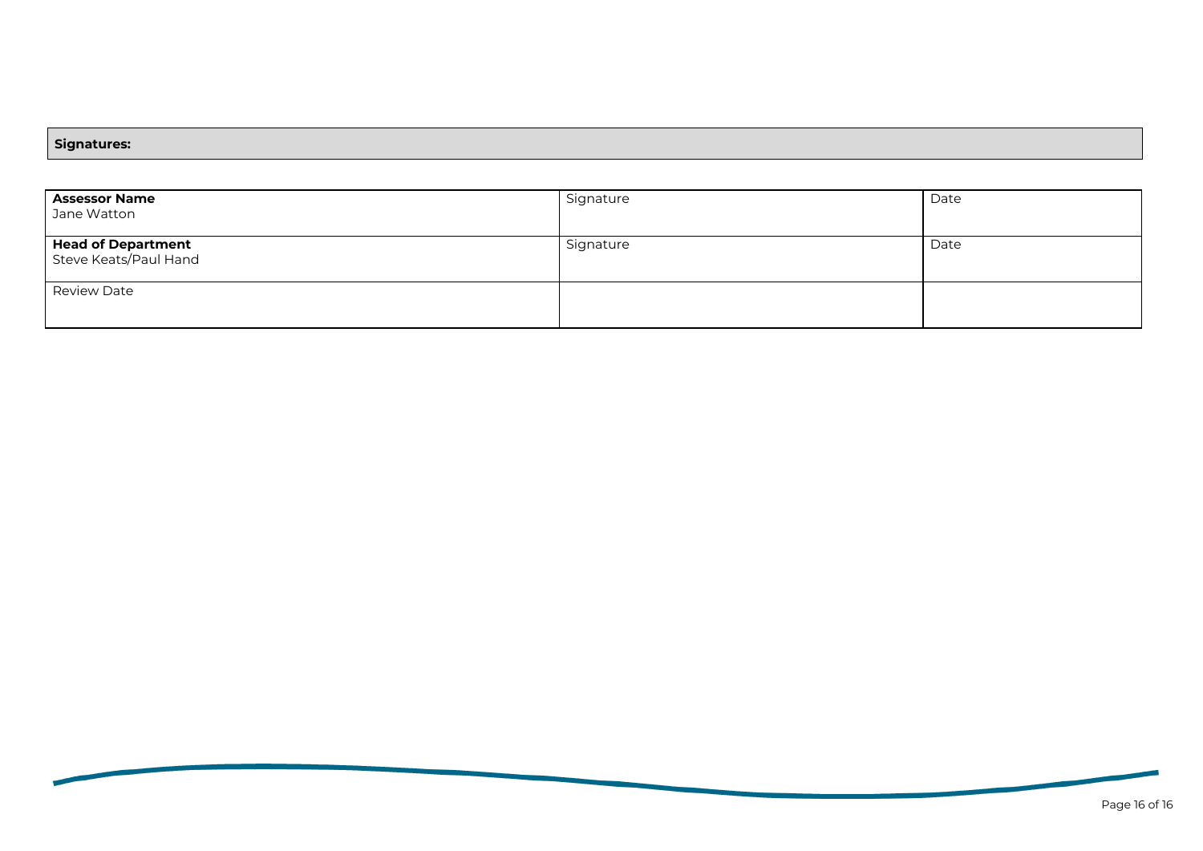**Signatures:**

| | | |
|---|---|---|
| **Assessor Name**<br>Jane Watton | Signature | Date |
| **Head of Department**<br>Steve Keats/Paul Hand | Signature | Date |
| Review Date | | |